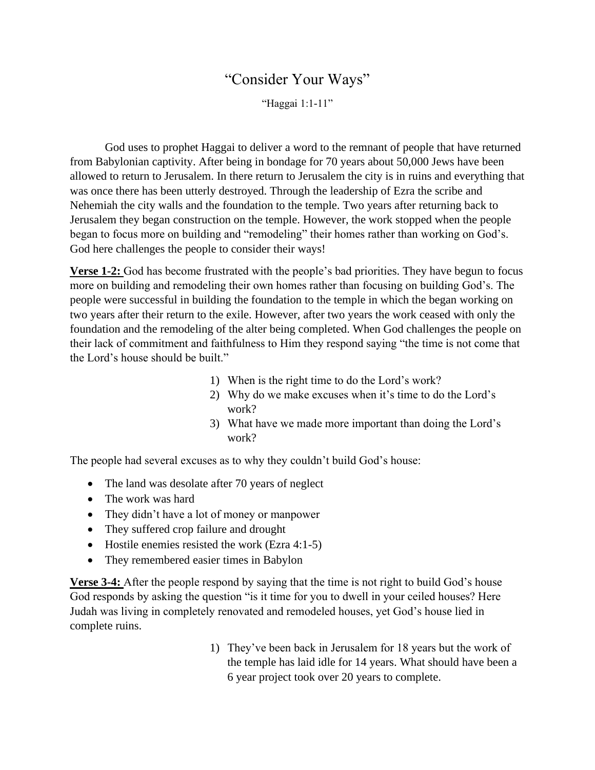# "Consider Your Ways"

"Haggai 1:1-11"

God uses to prophet Haggai to deliver a word to the remnant of people that have returned from Babylonian captivity. After being in bondage for 70 years about 50,000 Jews have been allowed to return to Jerusalem. In there return to Jerusalem the city is in ruins and everything that was once there has been utterly destroyed. Through the leadership of Ezra the scribe and Nehemiah the city walls and the foundation to the temple. Two years after returning back to Jerusalem they began construction on the temple. However, the work stopped when the people began to focus more on building and "remodeling" their homes rather than working on God's. God here challenges the people to consider their ways!

**Verse 1-2:** God has become frustrated with the people's bad priorities. They have begun to focus more on building and remodeling their own homes rather than focusing on building God's. The people were successful in building the foundation to the temple in which the began working on two years after their return to the exile. However, after two years the work ceased with only the foundation and the remodeling of the alter being completed. When God challenges the people on their lack of commitment and faithfulness to Him they respond saying "the time is not come that the Lord's house should be built."

1) When is the right time to do the Lord's work?
2) Why do we make excuses when it's time to do the Lord's work?
3) What have we made more important than doing the Lord's work?

The people had several excuses as to why they couldn't build God's house:

- The land was desolate after 70 years of neglect
- The work was hard
- They didn't have a lot of money or manpower
- They suffered crop failure and drought
- Hostile enemies resisted the work (Ezra 4:1-5)
- They remembered easier times in Babylon

**Verse 3-4:** After the people respond by saying that the time is not right to build God's house God responds by asking the question "is it time for you to dwell in your ceiled houses? Here Judah was living in completely renovated and remodeled houses, yet God's house lied in complete ruins.

1) They've been back in Jerusalem for 18 years but the work of the temple has laid idle for 14 years. What should have been a 6 year project took over 20 years to complete.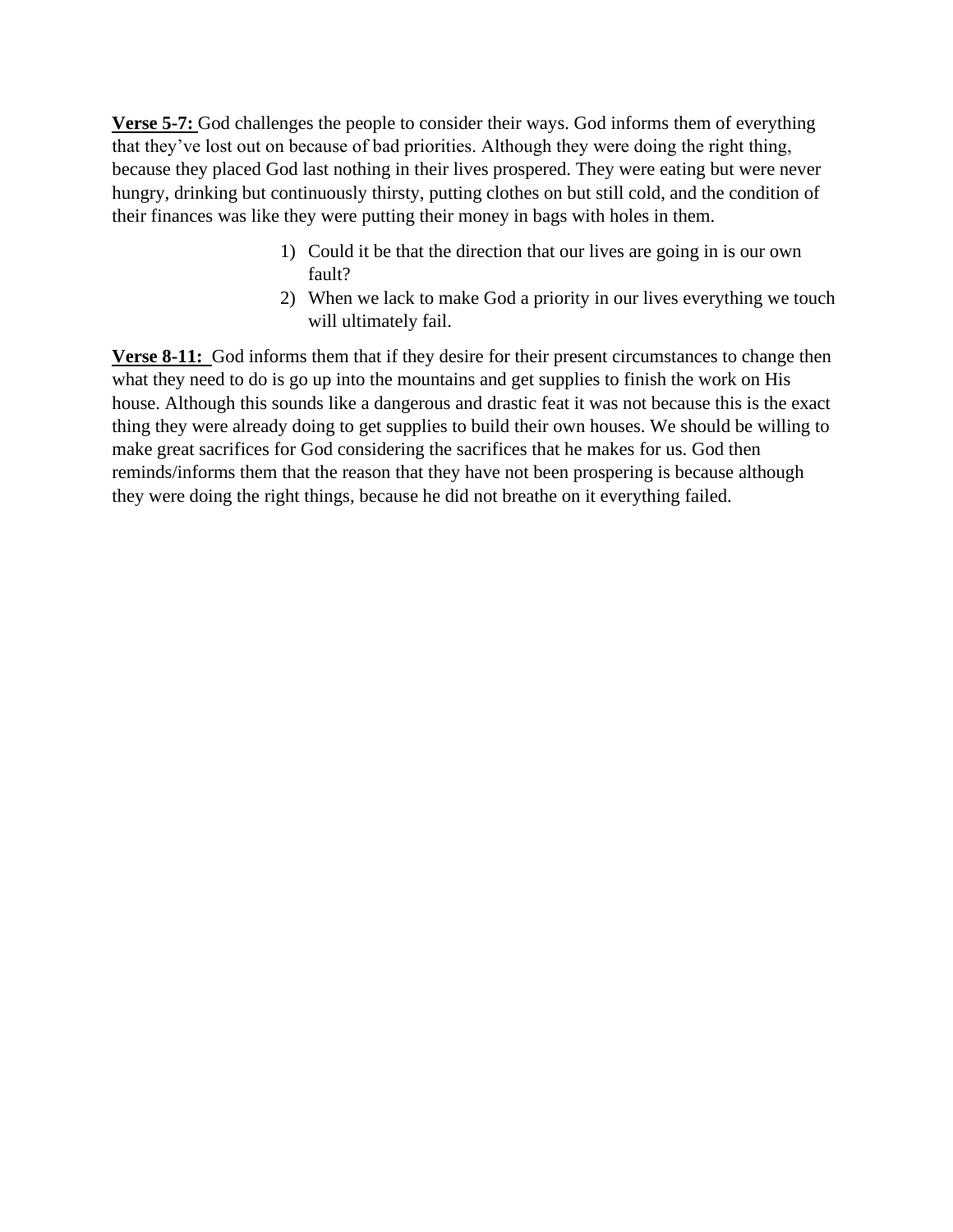**Verse 5-7:** God challenges the people to consider their ways. God informs them of everything that they've lost out on because of bad priorities. Although they were doing the right thing, because they placed God last nothing in their lives prospered. They were eating but were never hungry, drinking but continuously thirsty, putting clothes on but still cold, and the condition of their finances was like they were putting their money in bags with holes in them.

1) Could it be that the direction that our lives are going in is our own fault?
2) When we lack to make God a priority in our lives everything we touch will ultimately fail.

**Verse 8-11:** God informs them that if they desire for their present circumstances to change then what they need to do is go up into the mountains and get supplies to finish the work on His house. Although this sounds like a dangerous and drastic feat it was not because this is the exact thing they were already doing to get supplies to build their own houses. We should be willing to make great sacrifices for God considering the sacrifices that he makes for us. God then reminds/informs them that the reason that they have not been prospering is because although they were doing the right things, because he did not breathe on it everything failed.